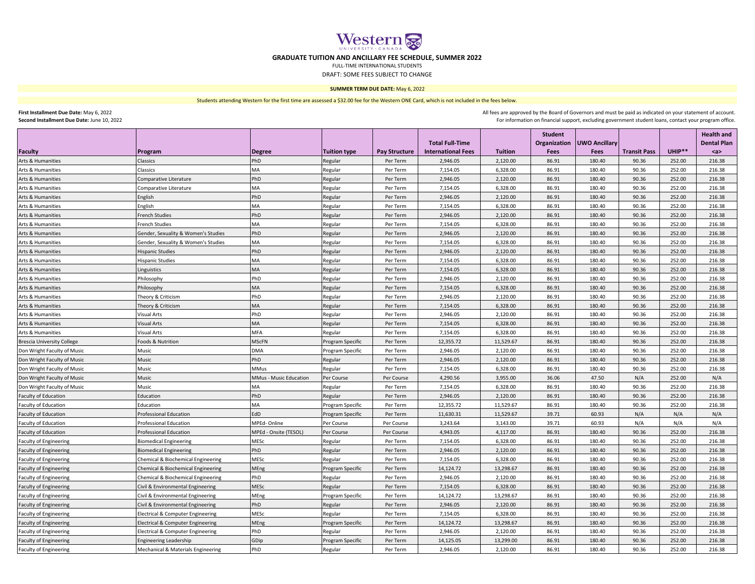# GRADUATE TUITION AND ANCILLARY FEE SCHEDULE, SUMMER 2022

FULL-TIME INTERNATIONAL STUDENTS

DRAFT: SOME FEES SUBJECT TO CHANGE

**SUMMER TERM DUE DATE:** May 6, 2022

Students attending Western for the first time are assessed a $32.00 fee for the Western ONE Card, which is not included in the fees below.

**First Installment Due Date:** May 6, 2022
**Second Installment Due Date:** June 10, 2022

All fees are approved by the Board of Governors and must be paid as indicated on your statement of account.
For information on financial support, excluding government student loans, contact your program office.

| Faculty | Program | Degree | Tuition type | Pay Structure | Total Full-Time International Fees | Tuition | Student Organization Fees | UWO Ancillary Fees | Transit Pass | UHIP** | Health and Dental Plan <a> |
|---|---|---|---|---|---|---|---|---|---|---|---|
| Arts & Humanities | Classics | PhD | Regular | Per Term | 2,946.05 | 2,120.00 | 86.91 | 180.40 | 90.36 | 252.00 | 216.38 |
| Arts & Humanities | Classics | MA | Regular | Per Term | 7,154.05 | 6,328.00 | 86.91 | 180.40 | 90.36 | 252.00 | 216.38 |
| Arts & Humanities | Comparative Literature | PhD | Regular | Per Term | 2,946.05 | 2,120.00 | 86.91 | 180.40 | 90.36 | 252.00 | 216.38 |
| Arts & Humanities | Comparative Literature | MA | Regular | Per Term | 7,154.05 | 6,328.00 | 86.91 | 180.40 | 90.36 | 252.00 | 216.38 |
| Arts & Humanities | English | PhD | Regular | Per Term | 2,946.05 | 2,120.00 | 86.91 | 180.40 | 90.36 | 252.00 | 216.38 |
| Arts & Humanities | English | MA | Regular | Per Term | 7,154.05 | 6,328.00 | 86.91 | 180.40 | 90.36 | 252.00 | 216.38 |
| Arts & Humanities | French Studies | PhD | Regular | Per Term | 2,946.05 | 2,120.00 | 86.91 | 180.40 | 90.36 | 252.00 | 216.38 |
| Arts & Humanities | French Studies | MA | Regular | Per Term | 7,154.05 | 6,328.00 | 86.91 | 180.40 | 90.36 | 252.00 | 216.38 |
| Arts & Humanities | Gender, Sexuality & Women's Studies | PhD | Regular | Per Term | 2,946.05 | 2,120.00 | 86.91 | 180.40 | 90.36 | 252.00 | 216.38 |
| Arts & Humanities | Gender, Sexuality & Women's Studies | MA | Regular | Per Term | 7,154.05 | 6,328.00 | 86.91 | 180.40 | 90.36 | 252.00 | 216.38 |
| Arts & Humanities | Hispanic Studies | PhD | Regular | Per Term | 2,946.05 | 2,120.00 | 86.91 | 180.40 | 90.36 | 252.00 | 216.38 |
| Arts & Humanities | Hispanic Studies | MA | Regular | Per Term | 7,154.05 | 6,328.00 | 86.91 | 180.40 | 90.36 | 252.00 | 216.38 |
| Arts & Humanities | Linguistics | MA | Regular | Per Term | 7,154.05 | 6,328.00 | 86.91 | 180.40 | 90.36 | 252.00 | 216.38 |
| Arts & Humanities | Philosophy | PhD | Regular | Per Term | 2,946.05 | 2,120.00 | 86.91 | 180.40 | 90.36 | 252.00 | 216.38 |
| Arts & Humanities | Philosophy | MA | Regular | Per Term | 7,154.05 | 6,328.00 | 86.91 | 180.40 | 90.36 | 252.00 | 216.38 |
| Arts & Humanities | Theory & Criticism | PhD | Regular | Per Term | 2,946.05 | 2,120.00 | 86.91 | 180.40 | 90.36 | 252.00 | 216.38 |
| Arts & Humanities | Theory & Criticism | MA | Regular | Per Term | 7,154.05 | 6,328.00 | 86.91 | 180.40 | 90.36 | 252.00 | 216.38 |
| Arts & Humanities | Visual Arts | PhD | Regular | Per Term | 2,946.05 | 2,120.00 | 86.91 | 180.40 | 90.36 | 252.00 | 216.38 |
| Arts & Humanities | Visual Arts | MA | Regular | Per Term | 7,154.05 | 6,328.00 | 86.91 | 180.40 | 90.36 | 252.00 | 216.38 |
| Arts & Humanities | Visual Arts | MFA | Regular | Per Term | 7,154.05 | 6,328.00 | 86.91 | 180.40 | 90.36 | 252.00 | 216.38 |
| Brescia University College | Foods & Nutrition | MScFN | Program Specific | Per Term | 12,355.72 | 11,529.67 | 86.91 | 180.40 | 90.36 | 252.00 | 216.38 |
| Don Wright Faculty of Music | Music | DMA | Program Specific | Per Term | 2,946.05 | 2,120.00 | 86.91 | 180.40 | 90.36 | 252.00 | 216.38 |
| Don Wright Faculty of Music | Music | PhD | Regular | Per Term | 2,946.05 | 2,120.00 | 86.91 | 180.40 | 90.36 | 252.00 | 216.38 |
| Don Wright Faculty of Music | Music | MMus | Regular | Per Term | 7,154.05 | 6,328.00 | 86.91 | 180.40 | 90.36 | 252.00 | 216.38 |
| Don Wright Faculty of Music | Music | MMus - Music Education | Per Course | Per Course | 4,290.56 | 3,955.00 | 36.06 | 47.50 | N/A | 252.00 | N/A |
| Don Wright Faculty of Music | Music | MA | Regular | Per Term | 7,154.05 | 6,328.00 | 86.91 | 180.40 | 90.36 | 252.00 | 216.38 |
| Faculty of Education | Education | PhD | Regular | Per Term | 2,946.05 | 2,120.00 | 86.91 | 180.40 | 90.36 | 252.00 | 216.38 |
| Faculty of Education | Education | MA | Program Specific | Per Term | 12,355.72 | 11,529.67 | 86.91 | 180.40 | 90.36 | 252.00 | 216.38 |
| Faculty of Education | Professional Education | EdD | Program Specific | Per Term | 11,630.31 | 11,529.67 | 39.71 | 60.93 | N/A | N/A | N/A |
| Faculty of Education | Professional Education | MPEd- Online | Per Course | Per Course | 3,243.64 | 3,143.00 | 39.71 | 60.93 | N/A | N/A | N/A |
| Faculty of Education | Professional Education | MPEd - Onsite (TESOL) | Per Course | Per Course | 4,943.05 | 4,117.00 | 86.91 | 180.40 | 90.36 | 252.00 | 216.38 |
| Faculty of Engineering | Biomedical Engineering | MESc | Regular | Per Term | 7,154.05 | 6,328.00 | 86.91 | 180.40 | 90.36 | 252.00 | 216.38 |
| Faculty of Engineering | Biomedical Engineering | PhD | Regular | Per Term | 2,946.05 | 2,120.00 | 86.91 | 180.40 | 90.36 | 252.00 | 216.38 |
| Faculty of Engineering | Chemical & Biochemical Engineering | MESc | Regular | Per Term | 7,154.05 | 6,328.00 | 86.91 | 180.40 | 90.36 | 252.00 | 216.38 |
| Faculty of Engineering | Chemical & Biochemical Engineering | MEng | Program Specific | Per Term | 14,124.72 | 13,298.67 | 86.91 | 180.40 | 90.36 | 252.00 | 216.38 |
| Faculty of Engineering | Chemical & Biochemical Engineering | PhD | Regular | Per Term | 2,946.05 | 2,120.00 | 86.91 | 180.40 | 90.36 | 252.00 | 216.38 |
| Faculty of Engineering | Civil & Environmental Engineering | MESc | Regular | Per Term | 7,154.05 | 6,328.00 | 86.91 | 180.40 | 90.36 | 252.00 | 216.38 |
| Faculty of Engineering | Civil & Environmental Engineering | MEng | Program Specific | Per Term | 14,124.72 | 13,298.67 | 86.91 | 180.40 | 90.36 | 252.00 | 216.38 |
| Faculty of Engineering | Civil & Environmental Engineering | PhD | Regular | Per Term | 2,946.05 | 2,120.00 | 86.91 | 180.40 | 90.36 | 252.00 | 216.38 |
| Faculty of Engineering | Electrical & Computer Engineering | MESc | Regular | Per Term | 7,154.05 | 6,328.00 | 86.91 | 180.40 | 90.36 | 252.00 | 216.38 |
| Faculty of Engineering | Electrical & Computer Engineering | MEng | Program Specific | Per Term | 14,124.72 | 13,298.67 | 86.91 | 180.40 | 90.36 | 252.00 | 216.38 |
| Faculty of Engineering | Electrical & Computer Engineering | PhD | Regular | Per Term | 2,946.05 | 2,120.00 | 86.91 | 180.40 | 90.36 | 252.00 | 216.38 |
| Faculty of Engineering | Engineering Leadership | GDip | Program Specific | Per Term | 14,125.05 | 13,299.00 | 86.91 | 180.40 | 90.36 | 252.00 | 216.38 |
| Faculty of Engineering | Mechanical & Materials Engineering | PhD | Regular | Per Term | 2,946.05 | 2,120.00 | 86.91 | 180.40 | 90.36 | 252.00 | 216.38 |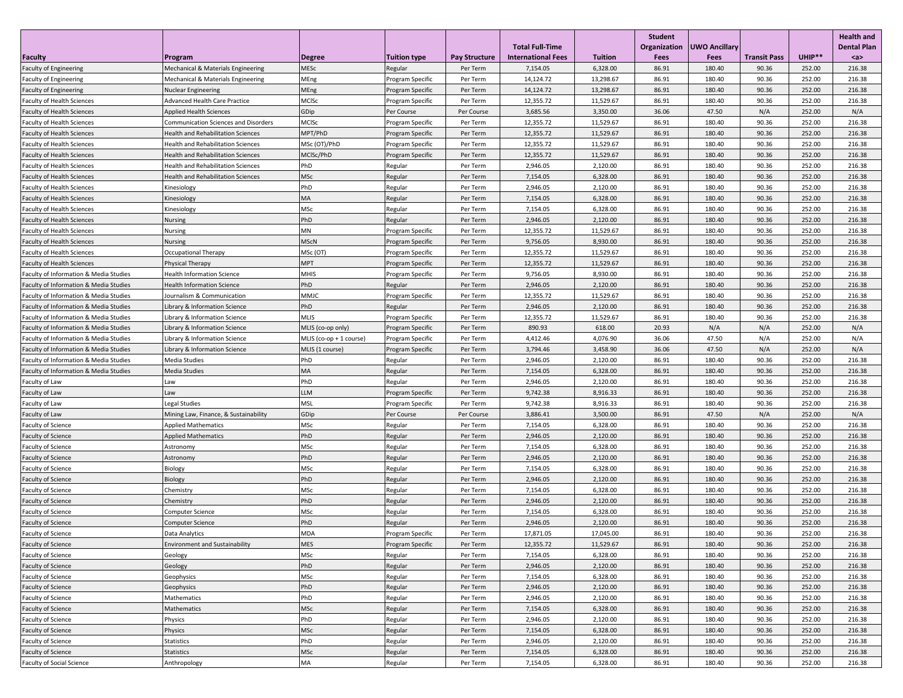| Faculty | Program | Degree | Tuition type | Pay Structure | Total Full-Time International Fees | Tuition | Student Organization Fees | UWO Ancillary Fees | Transit Pass | UHIP** | Health and Dental Plan <a> |
|---|---|---|---|---|---|---|---|---|---|---|---|
| Faculty of Engineering | Mechanical & Materials Engineering | MESc | Regular | Per Term | 7,154.05 | 6,328.00 | 86.91 | 180.40 | 90.36 | 252.00 | 216.38 |
| Faculty of Engineering | Mechanical & Materials Engineering | MEng | Program Specific | Per Term | 14,124.72 | 13,298.67 | 86.91 | 180.40 | 90.36 | 252.00 | 216.38 |
| Faculty of Engineering | Nuclear Engineering | MEng | Program Specific | Per Term | 14,124.72 | 13,298.67 | 86.91 | 180.40 | 90.36 | 252.00 | 216.38 |
| Faculty of Health Sciences | Advanced Health Care Practice | MClSc | Program Specific | Per Term | 12,355.72 | 11,529.67 | 86.91 | 180.40 | 90.36 | 252.00 | 216.38 |
| Faculty of Health Sciences | Applied Health Sciences | GDip | Per Course | Per Course | 3,685.56 | 3,350.00 | 36.06 | 47.50 | N/A | 252.00 | N/A |
| Faculty of Health Sciences | Communication Sciences and Disorders | MClSc | Program Specific | Per Term | 12,355.72 | 11,529.67 | 86.91 | 180.40 | 90.36 | 252.00 | 216.38 |
| Faculty of Health Sciences | Health and Rehabilitation Sciences | MPT/PhD | Program Specific | Per Term | 12,355.72 | 11,529.67 | 86.91 | 180.40 | 90.36 | 252.00 | 216.38 |
| Faculty of Health Sciences | Health and Rehabilitation Sciences | MSc (OT)/PhD | Program Specific | Per Term | 12,355.72 | 11,529.67 | 86.91 | 180.40 | 90.36 | 252.00 | 216.38 |
| Faculty of Health Sciences | Health and Rehabilitation Sciences | MClSc/PhD | Program Specific | Per Term | 12,355.72 | 11,529.67 | 86.91 | 180.40 | 90.36 | 252.00 | 216.38 |
| Faculty of Health Sciences | Health and Rehabilitation Sciences | PhD | Regular | Per Term | 2,946.05 | 2,120.00 | 86.91 | 180.40 | 90.36 | 252.00 | 216.38 |
| Faculty of Health Sciences | Health and Rehabilitation Sciences | MSc | Regular | Per Term | 7,154.05 | 6,328.00 | 86.91 | 180.40 | 90.36 | 252.00 | 216.38 |
| Faculty of Health Sciences | Kinesiology | PhD | Regular | Per Term | 2,946.05 | 2,120.00 | 86.91 | 180.40 | 90.36 | 252.00 | 216.38 |
| Faculty of Health Sciences | Kinesiology | MA | Regular | Per Term | 7,154.05 | 6,328.00 | 86.91 | 180.40 | 90.36 | 252.00 | 216.38 |
| Faculty of Health Sciences | Kinesiology | MSc | Regular | Per Term | 7,154.05 | 6,328.00 | 86.91 | 180.40 | 90.36 | 252.00 | 216.38 |
| Faculty of Health Sciences | Nursing | PhD | Regular | Per Term | 2,946.05 | 2,120.00 | 86.91 | 180.40 | 90.36 | 252.00 | 216.38 |
| Faculty of Health Sciences | Nursing | MN | Program Specific | Per Term | 12,355.72 | 11,529.67 | 86.91 | 180.40 | 90.36 | 252.00 | 216.38 |
| Faculty of Health Sciences | Nursing | MScN | Program Specific | Per Term | 9,756.05 | 8,930.00 | 86.91 | 180.40 | 90.36 | 252.00 | 216.38 |
| Faculty of Health Sciences | Occupational Therapy | MSc (OT) | Program Specific | Per Term | 12,355.72 | 11,529.67 | 86.91 | 180.40 | 90.36 | 252.00 | 216.38 |
| Faculty of Health Sciences | Physical Therapy | MPT | Program Specific | Per Term | 12,355.72 | 11,529.67 | 86.91 | 180.40 | 90.36 | 252.00 | 216.38 |
| Faculty of Information & Media Studies | Health Information Science | MHIS | Program Specific | Per Term | 9,756.05 | 8,930.00 | 86.91 | 180.40 | 90.36 | 252.00 | 216.38 |
| Faculty of Information & Media Studies | Health Information Science | PhD | Regular | Per Term | 2,946.05 | 2,120.00 | 86.91 | 180.40 | 90.36 | 252.00 | 216.38 |
| Faculty of Information & Media Studies | Journalism & Communication | MMJC | Program Specific | Per Term | 12,355.72 | 11,529.67 | 86.91 | 180.40 | 90.36 | 252.00 | 216.38 |
| Faculty of Information & Media Studies | Library & Information Science | PhD | Regular | Per Term | 2,946.05 | 2,120.00 | 86.91 | 180.40 | 90.36 | 252.00 | 216.38 |
| Faculty of Information & Media Studies | Library & Information Science | MLIS | Program Specific | Per Term | 12,355.72 | 11,529.67 | 86.91 | 180.40 | 90.36 | 252.00 | 216.38 |
| Faculty of Information & Media Studies | Library & Information Science | MLIS (co-op only) | Program Specific | Per Term | 890.93 | 618.00 | 20.93 | N/A | N/A | 252.00 | N/A |
| Faculty of Information & Media Studies | Library & Information Science | MLIS (co-op + 1 course) | Program Specific | Per Term | 4,412.46 | 4,076.90 | 36.06 | 47.50 | N/A | 252.00 | N/A |
| Faculty of Information & Media Studies | Library & Information Science | MLIS (1 course) | Program Specific | Per Term | 3,794.46 | 3,458.90 | 36.06 | 47.50 | N/A | 252.00 | N/A |
| Faculty of Information & Media Studies | Media Studies | PhD | Regular | Per Term | 2,946.05 | 2,120.00 | 86.91 | 180.40 | 90.36 | 252.00 | 216.38 |
| Faculty of Information & Media Studies | Media Studies | MA | Regular | Per Term | 7,154.05 | 6,328.00 | 86.91 | 180.40 | 90.36 | 252.00 | 216.38 |
| Faculty of Law | Law | PhD | Regular | Per Term | 2,946.05 | 2,120.00 | 86.91 | 180.40 | 90.36 | 252.00 | 216.38 |
| Faculty of Law | Law | LLM | Program Specific | Per Term | 9,742.38 | 8,916.33 | 86.91 | 180.40 | 90.36 | 252.00 | 216.38 |
| Faculty of Law | Legal Studies | MSL | Program Specific | Per Term | 9,742.38 | 8,916.33 | 86.91 | 180.40 | 90.36 | 252.00 | 216.38 |
| Faculty of Law | Mining Law, Finance, & Sustainability | GDip | Per Course | Per Course | 3,886.41 | 3,500.00 | 86.91 | 47.50 | N/A | 252.00 | N/A |
| Faculty of Science | Applied Mathematics | MSc | Regular | Per Term | 7,154.05 | 6,328.00 | 86.91 | 180.40 | 90.36 | 252.00 | 216.38 |
| Faculty of Science | Applied Mathematics | PhD | Regular | Per Term | 2,946.05 | 2,120.00 | 86.91 | 180.40 | 90.36 | 252.00 | 216.38 |
| Faculty of Science | Astronomy | MSc | Regular | Per Term | 7,154.05 | 6,328.00 | 86.91 | 180.40 | 90.36 | 252.00 | 216.38 |
| Faculty of Science | Astronomy | PhD | Regular | Per Term | 2,946.05 | 2,120.00 | 86.91 | 180.40 | 90.36 | 252.00 | 216.38 |
| Faculty of Science | Biology | MSc | Regular | Per Term | 7,154.05 | 6,328.00 | 86.91 | 180.40 | 90.36 | 252.00 | 216.38 |
| Faculty of Science | Biology | PhD | Regular | Per Term | 2,946.05 | 2,120.00 | 86.91 | 180.40 | 90.36 | 252.00 | 216.38 |
| Faculty of Science | Chemistry | MSc | Regular | Per Term | 7,154.05 | 6,328.00 | 86.91 | 180.40 | 90.36 | 252.00 | 216.38 |
| Faculty of Science | Chemistry | PhD | Regular | Per Term | 2,946.05 | 2,120.00 | 86.91 | 180.40 | 90.36 | 252.00 | 216.38 |
| Faculty of Science | Computer Science | MSc | Regular | Per Term | 7,154.05 | 6,328.00 | 86.91 | 180.40 | 90.36 | 252.00 | 216.38 |
| Faculty of Science | Computer Science | PhD | Regular | Per Term | 2,946.05 | 2,120.00 | 86.91 | 180.40 | 90.36 | 252.00 | 216.38 |
| Faculty of Science | Data Analytics | MDA | Program Specific | Per Term | 17,871.05 | 17,045.00 | 86.91 | 180.40 | 90.36 | 252.00 | 216.38 |
| Faculty of Science | Environment and Sustainability | MES | Program Specific | Per Term | 12,355.72 | 11,529.67 | 86.91 | 180.40 | 90.36 | 252.00 | 216.38 |
| Faculty of Science | Geology | MSc | Regular | Per Term | 7,154.05 | 6,328.00 | 86.91 | 180.40 | 90.36 | 252.00 | 216.38 |
| Faculty of Science | Geology | PhD | Regular | Per Term | 2,946.05 | 2,120.00 | 86.91 | 180.40 | 90.36 | 252.00 | 216.38 |
| Faculty of Science | Geophysics | MSc | Regular | Per Term | 7,154.05 | 6,328.00 | 86.91 | 180.40 | 90.36 | 252.00 | 216.38 |
| Faculty of Science | Geophysics | PhD | Regular | Per Term | 2,946.05 | 2,120.00 | 86.91 | 180.40 | 90.36 | 252.00 | 216.38 |
| Faculty of Science | Mathematics | PhD | Regular | Per Term | 2,946.05 | 2,120.00 | 86.91 | 180.40 | 90.36 | 252.00 | 216.38 |
| Faculty of Science | Mathematics | MSc | Regular | Per Term | 7,154.05 | 6,328.00 | 86.91 | 180.40 | 90.36 | 252.00 | 216.38 |
| Faculty of Science | Physics | PhD | Regular | Per Term | 2,946.05 | 2,120.00 | 86.91 | 180.40 | 90.36 | 252.00 | 216.38 |
| Faculty of Science | Physics | MSc | Regular | Per Term | 7,154.05 | 6,328.00 | 86.91 | 180.40 | 90.36 | 252.00 | 216.38 |
| Faculty of Science | Statistics | PhD | Regular | Per Term | 2,946.05 | 2,120.00 | 86.91 | 180.40 | 90.36 | 252.00 | 216.38 |
| Faculty of Science | Statistics | MSc | Regular | Per Term | 7,154.05 | 6,328.00 | 86.91 | 180.40 | 90.36 | 252.00 | 216.38 |
| Faculty of Social Science | Anthropology | MA | Regular | Per Term | 7,154.05 | 6,328.00 | 86.91 | 180.40 | 90.36 | 252.00 | 216.38 |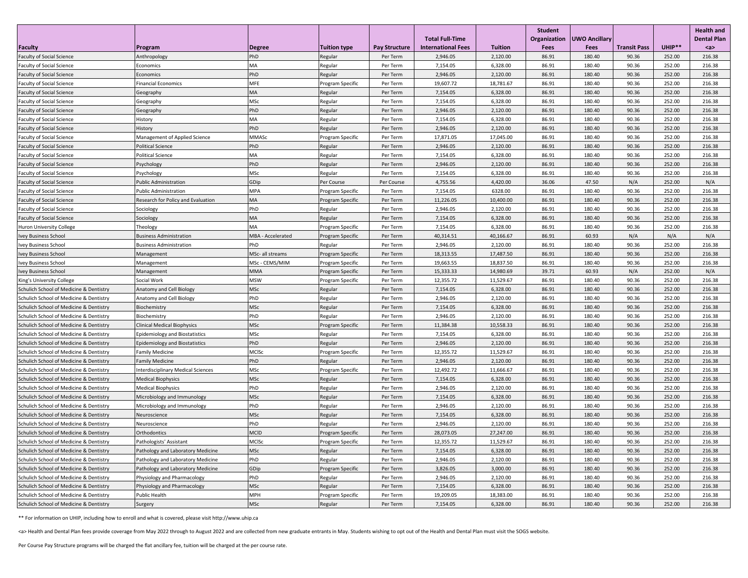| Faculty | Program | Degree | Tuition type | Pay Structure | Total Full-Time International Fees | Tuition | Student Organization Fees | UWO Ancillary Fees | Transit Pass | UHIP** | Health and Dental Plan <a> |
|---|---|---|---|---|---|---|---|---|---|---|---|
| Faculty of Social Science | Anthropology | PhD | Regular | Per Term | 2,946.05 | 2,120.00 | 86.91 | 180.40 | 90.36 | 252.00 | 216.38 |
| Faculty of Social Science | Economics | MA | Regular | Per Term | 7,154.05 | 6,328.00 | 86.91 | 180.40 | 90.36 | 252.00 | 216.38 |
| Faculty of Social Science | Economics | PhD | Regular | Per Term | 2,946.05 | 2,120.00 | 86.91 | 180.40 | 90.36 | 252.00 | 216.38 |
| Faculty of Social Science | Financial Economics | MFE | Program Specific | Per Term | 19,607.72 | 18,781.67 | 86.91 | 180.40 | 90.36 | 252.00 | 216.38 |
| Faculty of Social Science | Geography | MA | Regular | Per Term | 7,154.05 | 6,328.00 | 86.91 | 180.40 | 90.36 | 252.00 | 216.38 |
| Faculty of Social Science | Geography | MSc | Regular | Per Term | 7,154.05 | 6,328.00 | 86.91 | 180.40 | 90.36 | 252.00 | 216.38 |
| Faculty of Social Science | Geography | PhD | Regular | Per Term | 2,946.05 | 2,120.00 | 86.91 | 180.40 | 90.36 | 252.00 | 216.38 |
| Faculty of Social Science | History | MA | Regular | Per Term | 7,154.05 | 6,328.00 | 86.91 | 180.40 | 90.36 | 252.00 | 216.38 |
| Faculty of Social Science | History | PhD | Regular | Per Term | 2,946.05 | 2,120.00 | 86.91 | 180.40 | 90.36 | 252.00 | 216.38 |
| Faculty of Social Science | Management of Applied Science | MMASc | Program Specific | Per Term | 17,871.05 | 17,045.00 | 86.91 | 180.40 | 90.36 | 252.00 | 216.38 |
| Faculty of Social Science | Political Science | PhD | Regular | Per Term | 2,946.05 | 2,120.00 | 86.91 | 180.40 | 90.36 | 252.00 | 216.38 |
| Faculty of Social Science | Political Science | MA | Regular | Per Term | 7,154.05 | 6,328.00 | 86.91 | 180.40 | 90.36 | 252.00 | 216.38 |
| Faculty of Social Science | Psychology | PhD | Regular | Per Term | 2,946.05 | 2,120.00 | 86.91 | 180.40 | 90.36 | 252.00 | 216.38 |
| Faculty of Social Science | Psychology | MSc | Regular | Per Term | 7,154.05 | 6,328.00 | 86.91 | 180.40 | 90.36 | 252.00 | 216.38 |
| Faculty of Social Science | Public Administration | GDip | Per Course | Per Course | 4,755.56 | 4,420.00 | 36.06 | 47.50 | N/A | 252.00 | N/A |
| Faculty of Social Science | Public Administration | MPA | Program Specific | Per Term | 7,154.05 | 6328.00 | 86.91 | 180.40 | 90.36 | 252.00 | 216.38 |
| Faculty of Social Science | Research for Policy and Evaluation | MA | Program Specific | Per Term | 11,226.05 | 10,400.00 | 86.91 | 180.40 | 90.36 | 252.00 | 216.38 |
| Faculty of Social Science | Sociology | PhD | Regular | Per Term | 2,946.05 | 2,120.00 | 86.91 | 180.40 | 90.36 | 252.00 | 216.38 |
| Faculty of Social Science | Sociology | MA | Regular | Per Term | 7,154.05 | 6,328.00 | 86.91 | 180.40 | 90.36 | 252.00 | 216.38 |
| Huron University College | Theology | MA | Program Specific | Per Term | 7,154.05 | 6,328.00 | 86.91 | 180.40 | 90.36 | 252.00 | 216.38 |
| Ivey Business School | Business Administration | MBA - Accelerated | Program Specific | Per Term | 40,314.51 | 40,166.67 | 86.91 | 60.93 | N/A | N/A | N/A |
| Ivey Business School | Business Administration | PhD | Regular | Per Term | 2,946.05 | 2,120.00 | 86.91 | 180.40 | 90.36 | 252.00 | 216.38 |
| Ivey Business School | Management | MSc- all streams | Program Specific | Per Term | 18,313.55 | 17,487.50 | 86.91 | 180.40 | 90.36 | 252.00 | 216.38 |
| Ivey Business School | Management | MSc - CEMS/MIM | Program Specific | Per Term | 19,663.55 | 18,837.50 | 86.91 | 180.40 | 90.36 | 252.00 | 216.38 |
| Ivey Business School | Management | MMA | Program Specific | Per Term | 15,333.33 | 14,980.69 | 39.71 | 60.93 | N/A | 252.00 | N/A |
| King's University College | Social Work | MSW | Program Specific | Per Term | 12,355.72 | 11,529.67 | 86.91 | 180.40 | 90.36 | 252.00 | 216.38 |
| Schulich School of Medicine & Dentistry | Anatomy and Cell Biology | MSc | Regular | Per Term | 7,154.05 | 6,328.00 | 86.91 | 180.40 | 90.36 | 252.00 | 216.38 |
| Schulich School of Medicine & Dentistry | Anatomy and Cell Biology | PhD | Regular | Per Term | 2,946.05 | 2,120.00 | 86.91 | 180.40 | 90.36 | 252.00 | 216.38 |
| Schulich School of Medicine & Dentistry | Biochemistry | MSc | Regular | Per Term | 7,154.05 | 6,328.00 | 86.91 | 180.40 | 90.36 | 252.00 | 216.38 |
| Schulich School of Medicine & Dentistry | Biochemistry | PhD | Regular | Per Term | 2,946.05 | 2,120.00 | 86.91 | 180.40 | 90.36 | 252.00 | 216.38 |
| Schulich School of Medicine & Dentistry | Clinical Medical Biophysics | MSc | Program Specific | Per Term | 11,384.38 | 10,558.33 | 86.91 | 180.40 | 90.36 | 252.00 | 216.38 |
| Schulich School of Medicine & Dentistry | Epidemiology and Biostatistics | MSc | Regular | Per Term | 7,154.05 | 6,328.00 | 86.91 | 180.40 | 90.36 | 252.00 | 216.38 |
| Schulich School of Medicine & Dentistry | Epidemiology and Biostatistics | PhD | Regular | Per Term | 2,946.05 | 2,120.00 | 86.91 | 180.40 | 90.36 | 252.00 | 216.38 |
| Schulich School of Medicine & Dentistry | Family Medicine | MClSc | Program Specific | Per Term | 12,355.72 | 11,529.67 | 86.91 | 180.40 | 90.36 | 252.00 | 216.38 |
| Schulich School of Medicine & Dentistry | Family Medicine | PhD | Regular | Per Term | 2,946.05 | 2,120.00 | 86.91 | 180.40 | 90.36 | 252.00 | 216.38 |
| Schulich School of Medicine & Dentistry | Interdisciplinary Medical Sciences | MSc | Program Specific | Per Term | 12,492.72 | 11,666.67 | 86.91 | 180.40 | 90.36 | 252.00 | 216.38 |
| Schulich School of Medicine & Dentistry | Medical Biophysics | MSc | Regular | Per Term | 7,154.05 | 6,328.00 | 86.91 | 180.40 | 90.36 | 252.00 | 216.38 |
| Schulich School of Medicine & Dentistry | Medical Biophysics | PhD | Regular | Per Term | 2,946.05 | 2,120.00 | 86.91 | 180.40 | 90.36 | 252.00 | 216.38 |
| Schulich School of Medicine & Dentistry | Microbiology and Immunology | MSc | Regular | Per Term | 7,154.05 | 6,328.00 | 86.91 | 180.40 | 90.36 | 252.00 | 216.38 |
| Schulich School of Medicine & Dentistry | Microbiology and Immunology | PhD | Regular | Per Term | 2,946.05 | 2,120.00 | 86.91 | 180.40 | 90.36 | 252.00 | 216.38 |
| Schulich School of Medicine & Dentistry | Neuroscience | MSc | Regular | Per Term | 7,154.05 | 6,328.00 | 86.91 | 180.40 | 90.36 | 252.00 | 216.38 |
| Schulich School of Medicine & Dentistry | Neuroscience | PhD | Regular | Per Term | 2,946.05 | 2,120.00 | 86.91 | 180.40 | 90.36 | 252.00 | 216.38 |
| Schulich School of Medicine & Dentistry | Orthodontics | MCID | Program Specific | Per Term | 28,073.05 | 27,247.00 | 86.91 | 180.40 | 90.36 | 252.00 | 216.38 |
| Schulich School of Medicine & Dentistry | Pathologists' Assistant | MClSc | Program Specific | Per Term | 12,355.72 | 11,529.67 | 86.91 | 180.40 | 90.36 | 252.00 | 216.38 |
| Schulich School of Medicine & Dentistry | Pathology and Laboratory Medicine | MSc | Regular | Per Term | 7,154.05 | 6,328.00 | 86.91 | 180.40 | 90.36 | 252.00 | 216.38 |
| Schulich School of Medicine & Dentistry | Pathology and Laboratory Medicine | PhD | Regular | Per Term | 2,946.05 | 2,120.00 | 86.91 | 180.40 | 90.36 | 252.00 | 216.38 |
| Schulich School of Medicine & Dentistry | Pathology and Laboratory Medicine | GDip | Program Specific | Per Term | 3,826.05 | 3,000.00 | 86.91 | 180.40 | 90.36 | 252.00 | 216.38 |
| Schulich School of Medicine & Dentistry | Physiology and Pharmacology | PhD | Regular | Per Term | 2,946.05 | 2,120.00 | 86.91 | 180.40 | 90.36 | 252.00 | 216.38 |
| Schulich School of Medicine & Dentistry | Physiology and Pharmacology | MSc | Regular | Per Term | 7,154.05 | 6,328.00 | 86.91 | 180.40 | 90.36 | 252.00 | 216.38 |
| Schulich School of Medicine & Dentistry | Public Health | MPH | Program Specific | Per Term | 19,209.05 | 18,383.00 | 86.91 | 180.40 | 90.36 | 252.00 | 216.38 |
| Schulich School of Medicine & Dentistry | Surgery | MSc | Regular | Per Term | 7,154.05 | 6,328.00 | 86.91 | 180.40 | 90.36 | 252.00 | 216.38 |

** For information on UHIP, including how to enroll and what is covered, please visit http://www.uhip.ca

<a> Health and Dental Plan fees provide coverage from May 2022 through to August 2022 and are collected from new graduate entrants in May. Students wishing to opt out of the Health and Dental Plan must visit the SOGS website.

Per Course Pay Structure programs will be charged the flat ancillary fee, tuition will be charged at the per course rate.